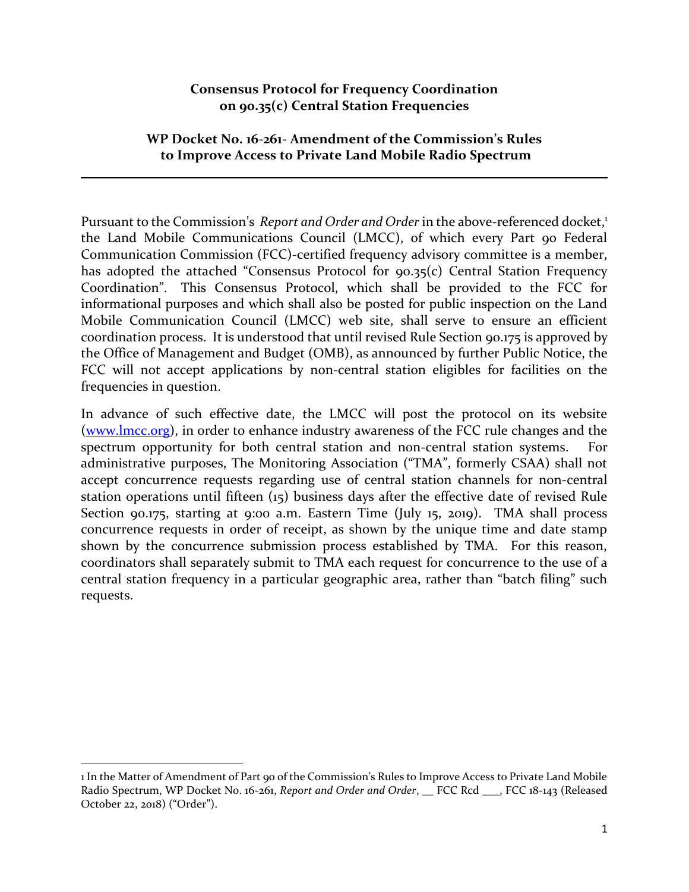**Consensus Protocol for Frequency Coordination on 90.35(c) Central Station Frequencies**

**WP Docket No. 16-261- Amendment of the Commission's Rules to Improve Access to Private Land Mobile Radio Spectrum**

---

Pursuant to the Commission's *Report and Order and Order* in the above-referenced docket,[1] the Land Mobile Communications Council (LMCC), of which every Part 90 Federal Communication Commission (FCC)-certified frequency advisory committee is a member, has adopted the attached "Consensus Protocol for 90.35(c) Central Station Frequency Coordination". This Consensus Protocol, which shall be provided to the FCC for informational purposes and which shall also be posted for public inspection on the Land Mobile Communication Council (LMCC) web site, shall serve to ensure an efficient coordination process. It is understood that until revised Rule Section 90.175 is approved by the Office of Management and Budget (OMB), as announced by further Public Notice, the FCC will not accept applications by non-central station eligibles for facilities on the frequencies in question.

In advance of such effective date, the LMCC will post the protocol on its website ([www.lmcc.org](www.lmcc.org)), in order to enhance industry awareness of the FCC rule changes and the spectrum opportunity for both central station and non-central station systems. For administrative purposes, The Monitoring Association ("TMA", formerly CSAA) shall not accept concurrence requests regarding use of central station channels for non-central station operations until fifteen (15) business days after the effective date of revised Rule Section 90.175, starting at 9:00 a.m. Eastern Time (July 15, 2019). TMA shall process concurrence requests in order of receipt, as shown by the unique time and date stamp shown by the concurrence submission process established by TMA. For this reason, coordinators shall separately submit to TMA each request for concurrence to the use of a central station frequency in a particular geographic area, rather than "batch filing" such requests.

---

1 In the Matter of Amendment of Part 90 of the Commission's Rules to Improve Access to Private Land Mobile Radio Spectrum, WP Docket No. 16-261, *Report and Order and Order*, __ FCC Rcd ___, FCC 18-143 (Released October 22, 2018) ("Order").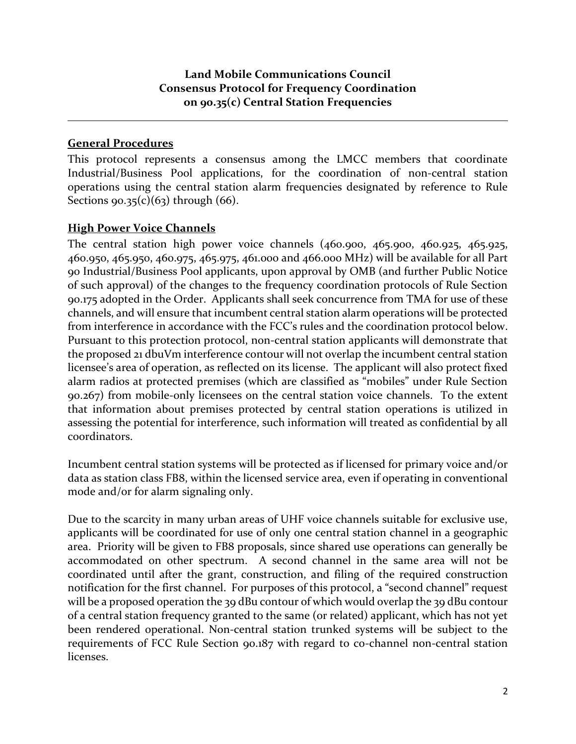**Land Mobile Communications Council**
**Consensus Protocol for Frequency Coordination**
**on 90.35(c) Central Station Frequencies**

---

## General Procedures

This protocol represents a consensus among the LMCC members that coordinate Industrial/Business Pool applications, for the coordination of non-central station operations using the central station alarm frequencies designated by reference to Rule Sections 90.35(c)(63) through (66).

## High Power Voice Channels

The central station high power voice channels (460.900, 465.900, 460.925, 465.925, 460.950, 465.950, 460.975, 465.975, 461.000 and 466.000 MHz) will be available for all Part 90 Industrial/Business Pool applicants, upon approval by OMB (and further Public Notice of such approval) of the changes to the frequency coordination protocols of Rule Section 90.175 adopted in the Order. Applicants shall seek concurrence from TMA for use of these channels, and will ensure that incumbent central station alarm operations will be protected from interference in accordance with the FCC's rules and the coordination protocol below. Pursuant to this protection protocol, non-central station applicants will demonstrate that the proposed 21 dbuVm interference contour will not overlap the incumbent central station licensee's area of operation, as reflected on its license. The applicant will also protect fixed alarm radios at protected premises (which are classified as "mobiles" under Rule Section 90.267) from mobile-only licensees on the central station voice channels. To the extent that information about premises protected by central station operations is utilized in assessing the potential for interference, such information will treated as confidential by all coordinators.

Incumbent central station systems will be protected as if licensed for primary voice and/or data as station class FB8, within the licensed service area, even if operating in conventional mode and/or for alarm signaling only.

Due to the scarcity in many urban areas of UHF voice channels suitable for exclusive use, applicants will be coordinated for use of only one central station channel in a geographic area. Priority will be given to FB8 proposals, since shared use operations can generally be accommodated on other spectrum. A second channel in the same area will not be coordinated until after the grant, construction, and filing of the required construction notification for the first channel. For purposes of this protocol, a "second channel" request will be a proposed operation the 39 dBu contour of which would overlap the 39 dBu contour of a central station frequency granted to the same (or related) applicant, which has not yet been rendered operational. Non-central station trunked systems will be subject to the requirements of FCC Rule Section 90.187 with regard to co-channel non-central station licenses.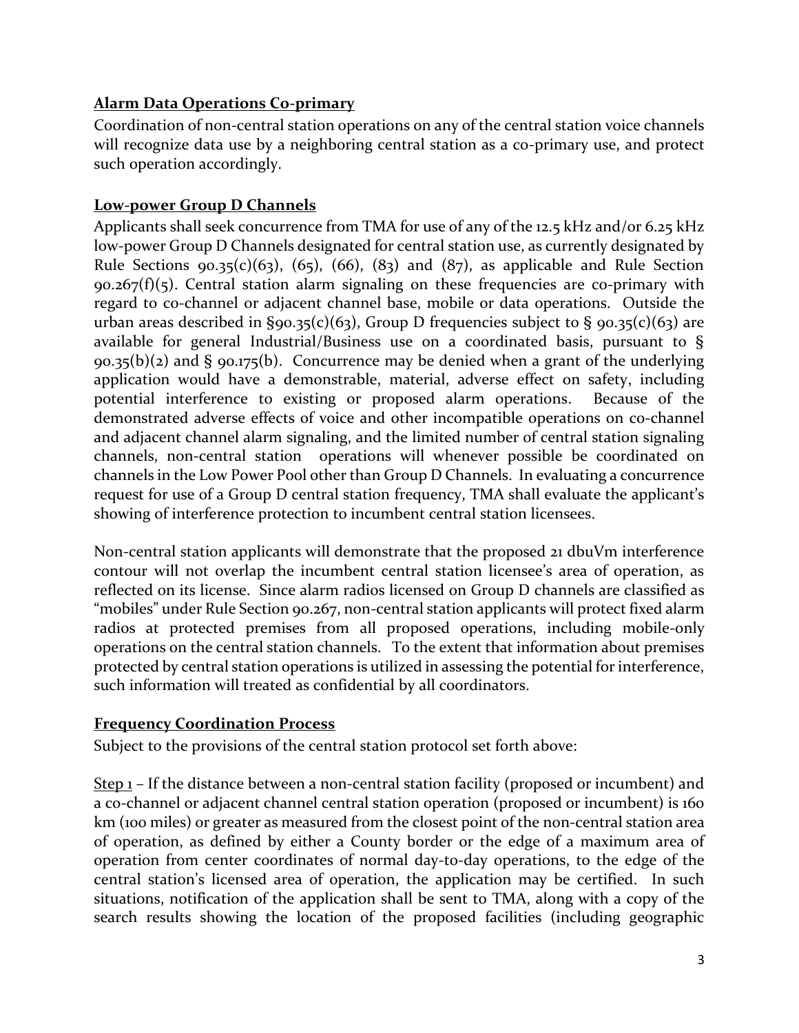**Alarm Data Operations Co-primary**

Coordination of non-central station operations on any of the central station voice channels will recognize data use by a neighboring central station as a co-primary use, and protect such operation accordingly.

**Low-power Group D Channels**

Applicants shall seek concurrence from TMA for use of any of the 12.5 kHz and/or 6.25 kHz low-power Group D Channels designated for central station use, as currently designated by Rule Sections 90.35(c)(63), (65), (66), (83) and (87), as applicable and Rule Section 90.267(f)(5). Central station alarm signaling on these frequencies are co-primary with regard to co-channel or adjacent channel base, mobile or data operations. Outside the urban areas described in §90.35(c)(63), Group D frequencies subject to § 90.35(c)(63) are available for general Industrial/Business use on a coordinated basis, pursuant to § 90.35(b)(2) and § 90.175(b). Concurrence may be denied when a grant of the underlying application would have a demonstrable, material, adverse effect on safety, including potential interference to existing or proposed alarm operations. Because of the demonstrated adverse effects of voice and other incompatible operations on co-channel and adjacent channel alarm signaling, and the limited number of central station signaling channels, non-central station operations will whenever possible be coordinated on channels in the Low Power Pool other than Group D Channels. In evaluating a concurrence request for use of a Group D central station frequency, TMA shall evaluate the applicant's showing of interference protection to incumbent central station licensees.

Non-central station applicants will demonstrate that the proposed 21 dbuVm interference contour will not overlap the incumbent central station licensee's area of operation, as reflected on its license. Since alarm radios licensed on Group D channels are classified as "mobiles" under Rule Section 90.267, non-central station applicants will protect fixed alarm radios at protected premises from all proposed operations, including mobile-only operations on the central station channels. To the extent that information about premises protected by central station operations is utilized in assessing the potential for interference, such information will treated as confidential by all coordinators.

**Frequency Coordination Process**

Subject to the provisions of the central station protocol set forth above:

Step 1 – If the distance between a non-central station facility (proposed or incumbent) and a co-channel or adjacent channel central station operation (proposed or incumbent) is 160 km (100 miles) or greater as measured from the closest point of the non-central station area of operation, as defined by either a County border or the edge of a maximum area of operation from center coordinates of normal day-to-day operations, to the edge of the central station's licensed area of operation, the application may be certified. In such situations, notification of the application shall be sent to TMA, along with a copy of the search results showing the location of the proposed facilities (including geographic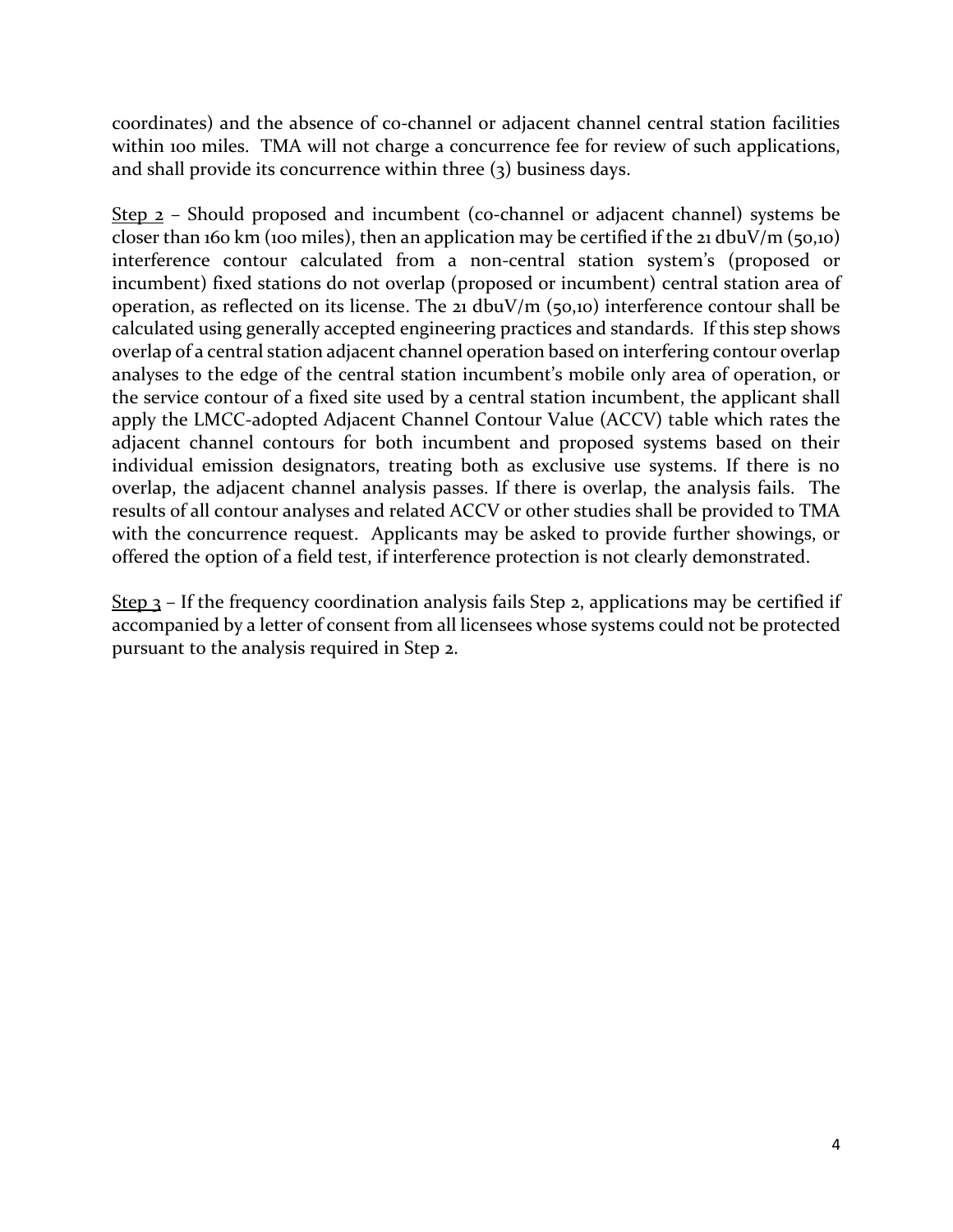coordinates) and the absence of co-channel or adjacent channel central station facilities within 100 miles. TMA will not charge a concurrence fee for review of such applications, and shall provide its concurrence within three (3) business days.

<u>Step 2</u> – Should proposed and incumbent (co-channel or adjacent channel) systems be closer than 160 km (100 miles), then an application may be certified if the 21 dbuV/m (50,10) interference contour calculated from a non-central station system's (proposed or incumbent) fixed stations do not overlap (proposed or incumbent) central station area of operation, as reflected on its license. The 21 dbuV/m (50,10) interference contour shall be calculated using generally accepted engineering practices and standards. If this step shows overlap of a central station adjacent channel operation based on interfering contour overlap analyses to the edge of the central station incumbent's mobile only area of operation, or the service contour of a fixed site used by a central station incumbent, the applicant shall apply the LMCC-adopted Adjacent Channel Contour Value (ACCV) table which rates the adjacent channel contours for both incumbent and proposed systems based on their individual emission designators, treating both as exclusive use systems. If there is no overlap, the adjacent channel analysis passes. If there is overlap, the analysis fails. The results of all contour analyses and related ACCV or other studies shall be provided to TMA with the concurrence request. Applicants may be asked to provide further showings, or offered the option of a field test, if interference protection is not clearly demonstrated.

<u>Step 3</u> – If the frequency coordination analysis fails Step 2, applications may be certified if accompanied by a letter of consent from all licensees whose systems could not be protected pursuant to the analysis required in Step 2.